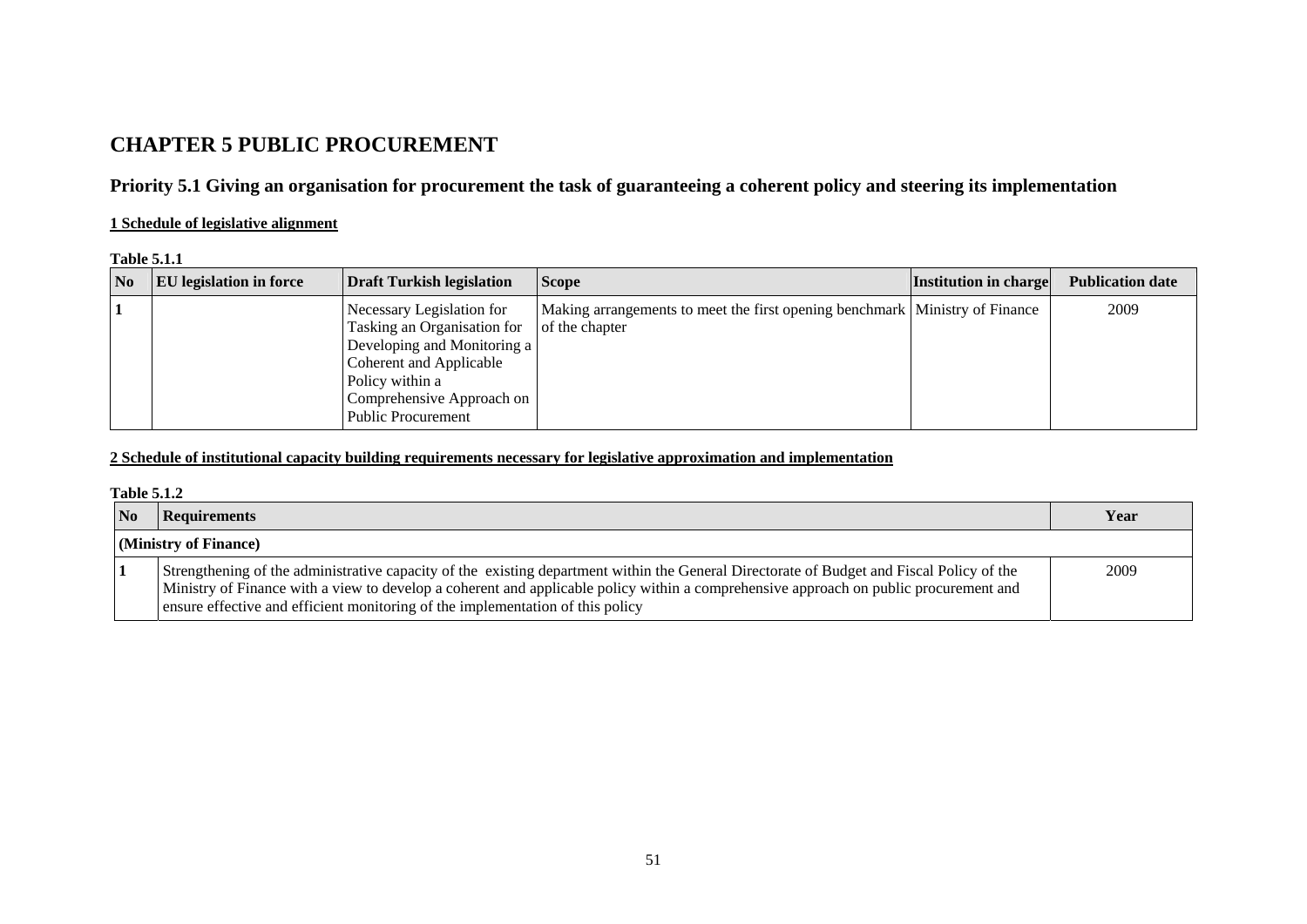# CHAPTER 5 PUBLIC PROCUREMENT

## Priority 5.1 Giving an organisation for procurement the task of guaranteeing a coherent policy and steering its implementation

### 1 Schedule of legislative alignment

**Table 5.1.1**

| No | EU legislation in force | Draft Turkish legislation | Scope | Institution in charge | Publication date |
|---|---|---|---|---|---|
| 1 | | Necessary Legislation for Tasking an Organisation for Developing and Monitoring a Coherent and Applicable Policy within a Comprehensive Approach on Public Procurement | Making arrangements to meet the first opening benchmark of the chapter | Ministry of Finance | 2009 |

### 2 Schedule of institutional capacity building requirements necessary for legislative approximation and implementation

**Table 5.1.2**

| No | Requirements | Year |
|---|---|---|
| **(Ministry of Finance)** | | |
| 1 | Strengthening of the administrative capacity of the existing department within the General Directorate of Budget and Fiscal Policy of the Ministry of Finance with a view to develop a coherent and applicable policy within a comprehensive approach on public procurement and ensure effective and efficient monitoring of the implementation of this policy | 2009 |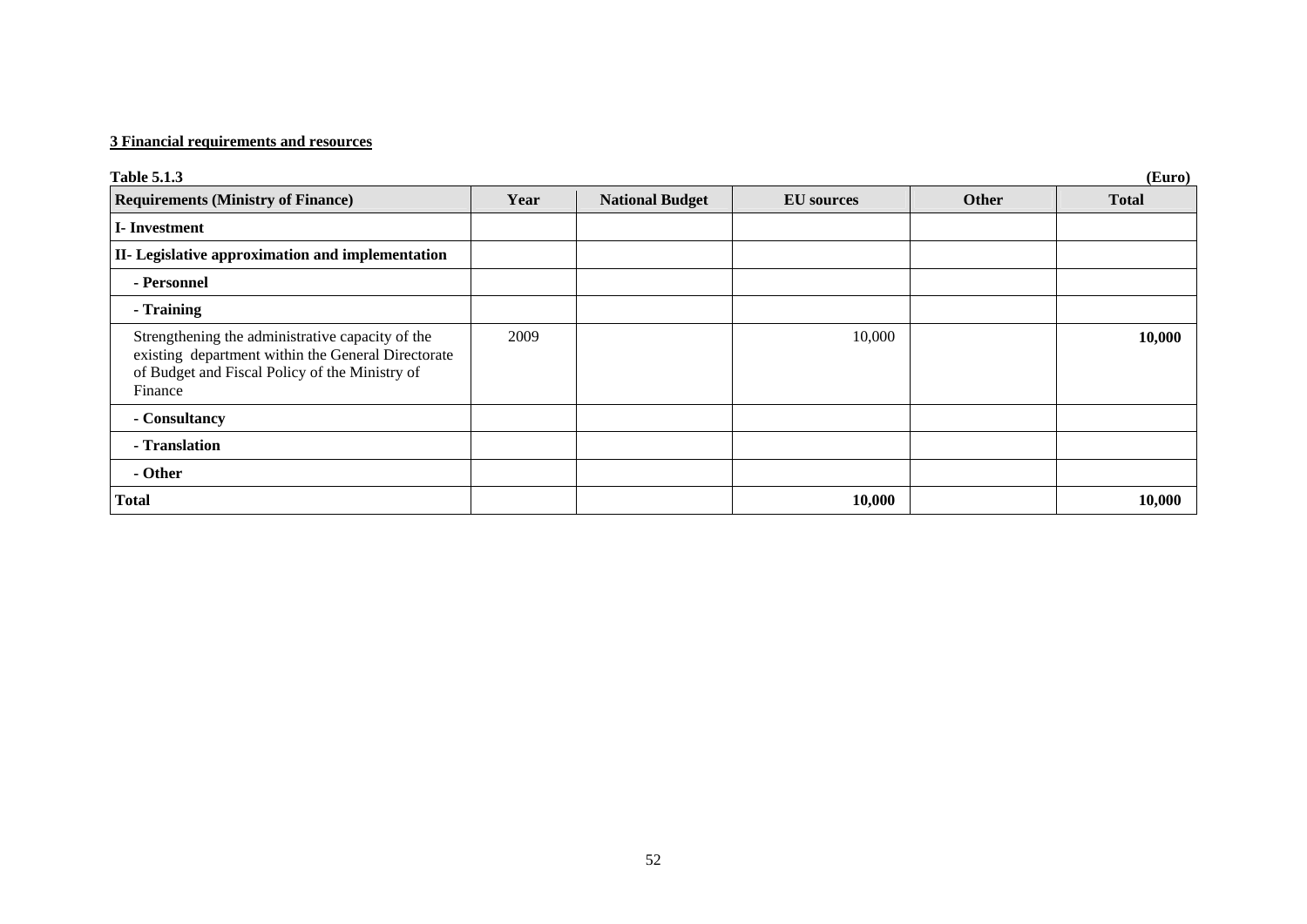**3 Financial requirements and resources**

**Table 5.1.3** **(Euro)**

| Requirements (Ministry of Finance) | Year | National Budget | EU sources | Other | Total |
|---|---|---|---|---|---|
| **I- Investment** | | | | | |
| **II- Legislative approximation and implementation** | | | | | |
| **- Personnel** | | | | | |
| **- Training** | | | | | |
| Strengthening the administrative capacity of the existing department within the General Directorate of Budget and Fiscal Policy of the Ministry of Finance | 2009 | | 10,000 | | **10,000** |
| **- Consultancy** | | | | | |
| **- Translation** | | | | | |
| **- Other** | | | | | |
| **Total** | | | **10,000** | | **10,000** |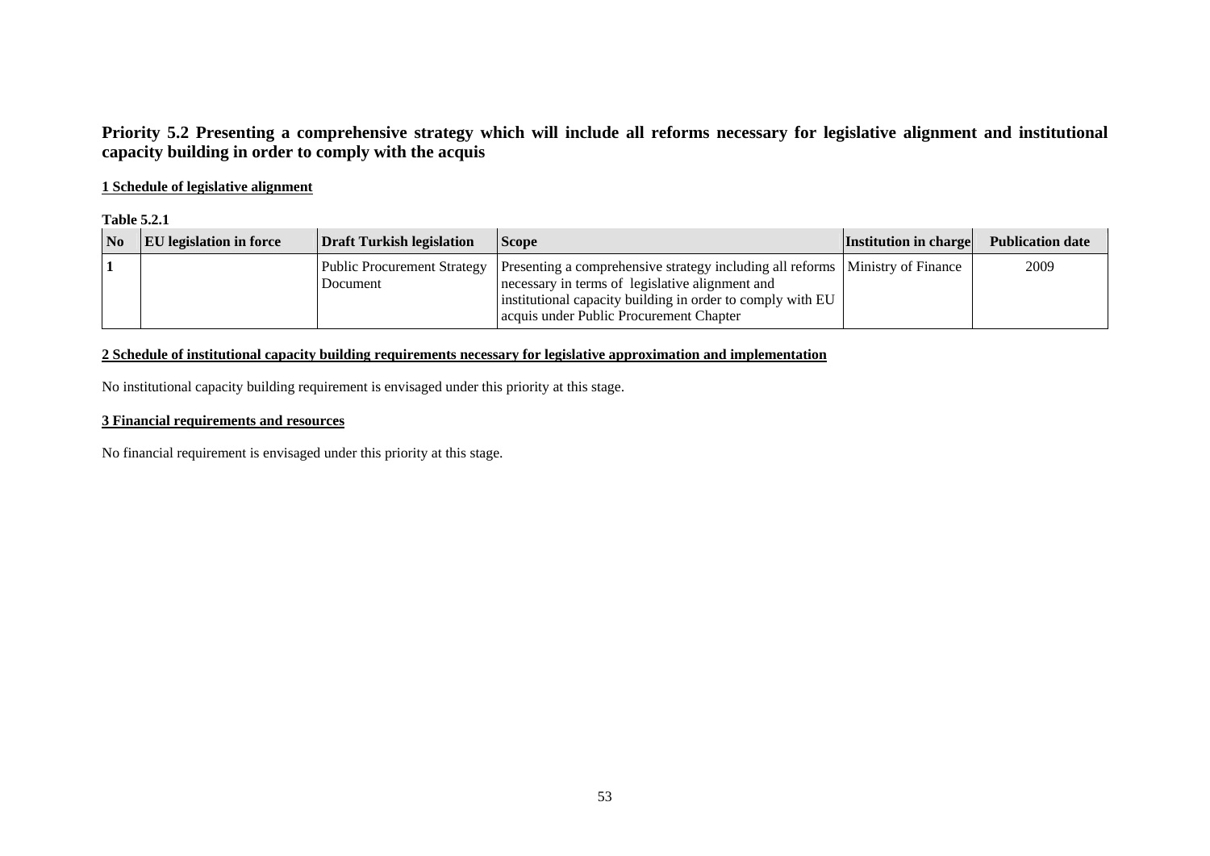## Priority 5.2 Presenting a comprehensive strategy which will include all reforms necessary for legislative alignment and institutional capacity building in order to comply with the acquis

**1 Schedule of legislative alignment**

**Table 5.2.1**

| No | EU legislation in force | Draft Turkish legislation | Scope | Institution in charge | Publication date |
|---|---|---|---|---|---|
| 1 | | Public Procurement Strategy Document | Presenting a comprehensive strategy including all reforms necessary in terms of legislative alignment and institutional capacity building in order to comply with EU acquis under Public Procurement Chapter | Ministry of Finance | 2009 |

**2 Schedule of institutional capacity building requirements necessary for legislative approximation and implementation**

No institutional capacity building requirement is envisaged under this priority at this stage.

**3 Financial requirements and resources**

No financial requirement is envisaged under this priority at this stage.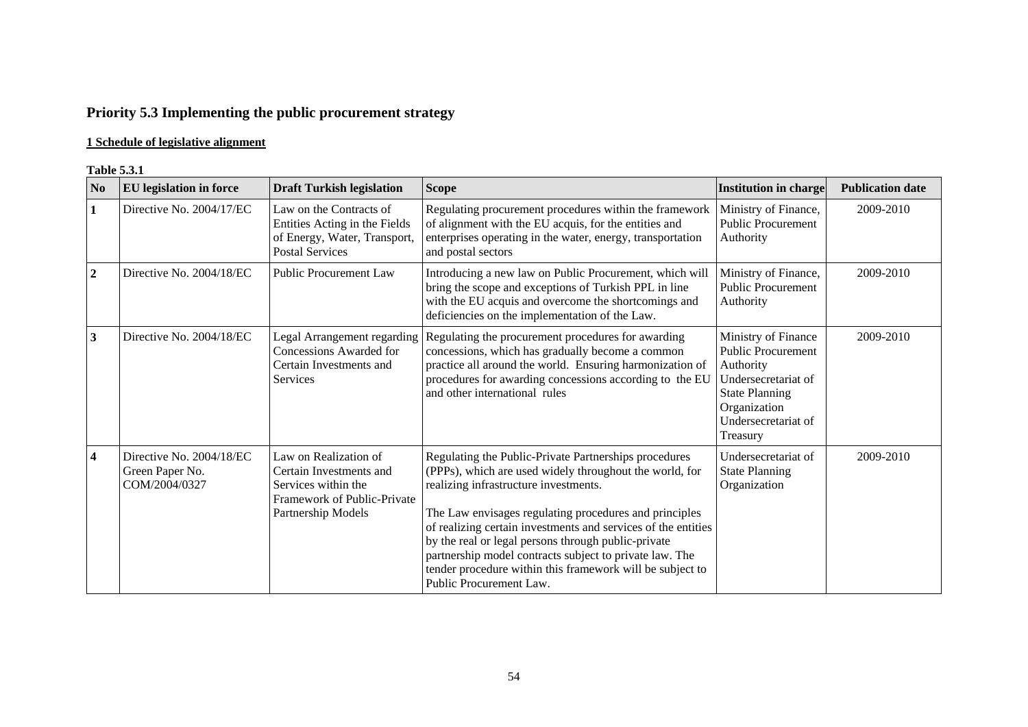## Priority 5.3 Implementing the public procurement strategy

**1 Schedule of legislative alignment**

**Table 5.3.1**

| No | EU legislation in force | Draft Turkish legislation | Scope | Institution in charge | Publication date |
|---|---|---|---|---|---|
| 1 | Directive No. 2004/17/EC | Law on the Contracts of Entities Acting in the Fields of Energy, Water, Transport, Postal Services | Regulating procurement procedures within the framework of alignment with the EU acquis, for the entities and enterprises operating in the water, energy, transportation and postal sectors | Ministry of Finance, Public Procurement Authority | 2009-2010 |
| 2 | Directive No. 2004/18/EC | Public Procurement Law | Introducing a new law on Public Procurement, which will bring the scope and exceptions of Turkish PPL in line with the EU acquis and overcome the shortcomings and deficiencies on the implementation of the Law. | Ministry of Finance, Public Procurement Authority | 2009-2010 |
| 3 | Directive No. 2004/18/EC | Legal Arrangement regarding Concessions Awarded for Certain Investments and Services | Regulating the procurement procedures for awarding concessions, which has gradually become a common practice all around the world. Ensuring harmonization of procedures for awarding concessions according to the EU and other international rules | Ministry of Finance Public Procurement Authority Undersecretariat of State Planning Organization Undersecretariat of Treasury | 2009-2010 |
| 4 | Directive No. 2004/18/EC Green Paper No. COM/2004/0327 | Law on Realization of Certain Investments and Services within the Framework of Public-Private Partnership Models | Regulating the Public-Private Partnerships procedures (PPPs), which are used widely throughout the world, for realizing infrastructure investments.<br><br>The Law envisages regulating procedures and principles of realizing certain investments and services of the entities by the real or legal persons through public-private partnership model contracts subject to private law. The tender procedure within this framework will be subject to Public Procurement Law. | Undersecretariat of State Planning Organization | 2009-2010 |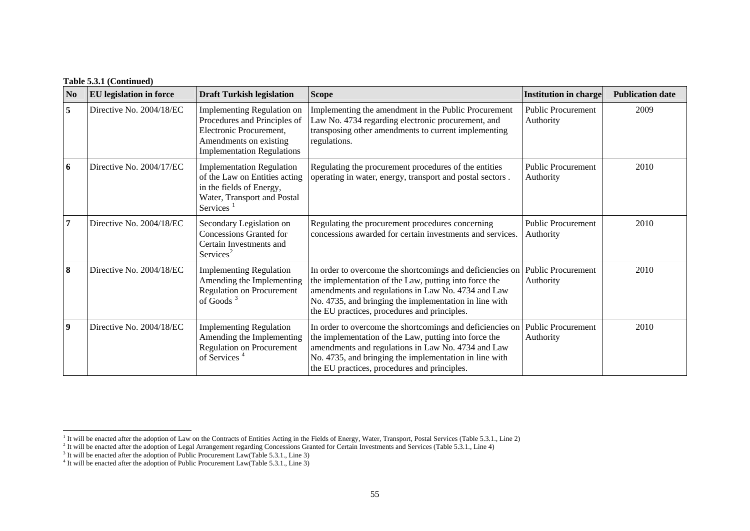**Table 5.3.1 (Continued)**

| No | EU legislation in force | Draft Turkish legislation | Scope | Institution in charge | Publication date |
|---|---|---|---|---|---|
| 5 | Directive No. 2004/18/EC | Implementing Regulation on Procedures and Principles of Electronic Procurement, Amendments on existing Implementation Regulations | Implementing the amendment in the Public Procurement Law No. 4734 regarding electronic procurement, and transposing other amendments to current implementing regulations. | Public Procurement Authority | 2009 |
| 6 | Directive No. 2004/17/EC | Implementation Regulation of the Law on Entities acting in the fields of Energy, Water, Transport and Postal Services [1] | Regulating the procurement procedures of the entities operating in water, energy, transport and postal sectors . | Public Procurement Authority | 2010 |
| 7 | Directive No. 2004/18/EC | Secondary Legislation on Concessions Granted for Certain Investments and Services[2] | Regulating the procurement procedures concerning concessions awarded for certain investments and services. | Public Procurement Authority | 2010 |
| 8 | Directive No. 2004/18/EC | Implementing Regulation Amending the Implementing Regulation on Procurement of Goods [3] | In order to overcome the shortcomings and deficiencies on the implementation of the Law, putting into force the amendments and regulations in Law No. 4734 and Law No. 4735, and bringing the implementation in line with the EU practices, procedures and principles. | Public Procurement Authority | 2010 |
| 9 | Directive No. 2004/18/EC | Implementing Regulation Amending the Implementing Regulation on Procurement of Services [4] | In order to overcome the shortcomings and deficiencies on the implementation of the Law, putting into force the amendments and regulations in Law No. 4734 and Law No. 4735, and bringing the implementation in line with the EU practices, procedures and principles. | Public Procurement Authority | 2010 |

[1] It will be enacted after the adoption of Law on the Contracts of Entities Acting in the Fields of Energy, Water, Transport, Postal Services (Table 5.3.1., Line 2)

[2] It will be enacted after the adoption of Legal Arrangement regarding Concessions Granted for Certain Investments and Services (Table 5.3.1., Line 4)

[3] It will be enacted after the adoption of Public Procurement Law(Table 5.3.1., Line 3)

[4] It will be enacted after the adoption of Public Procurement Law(Table 5.3.1., Line 3)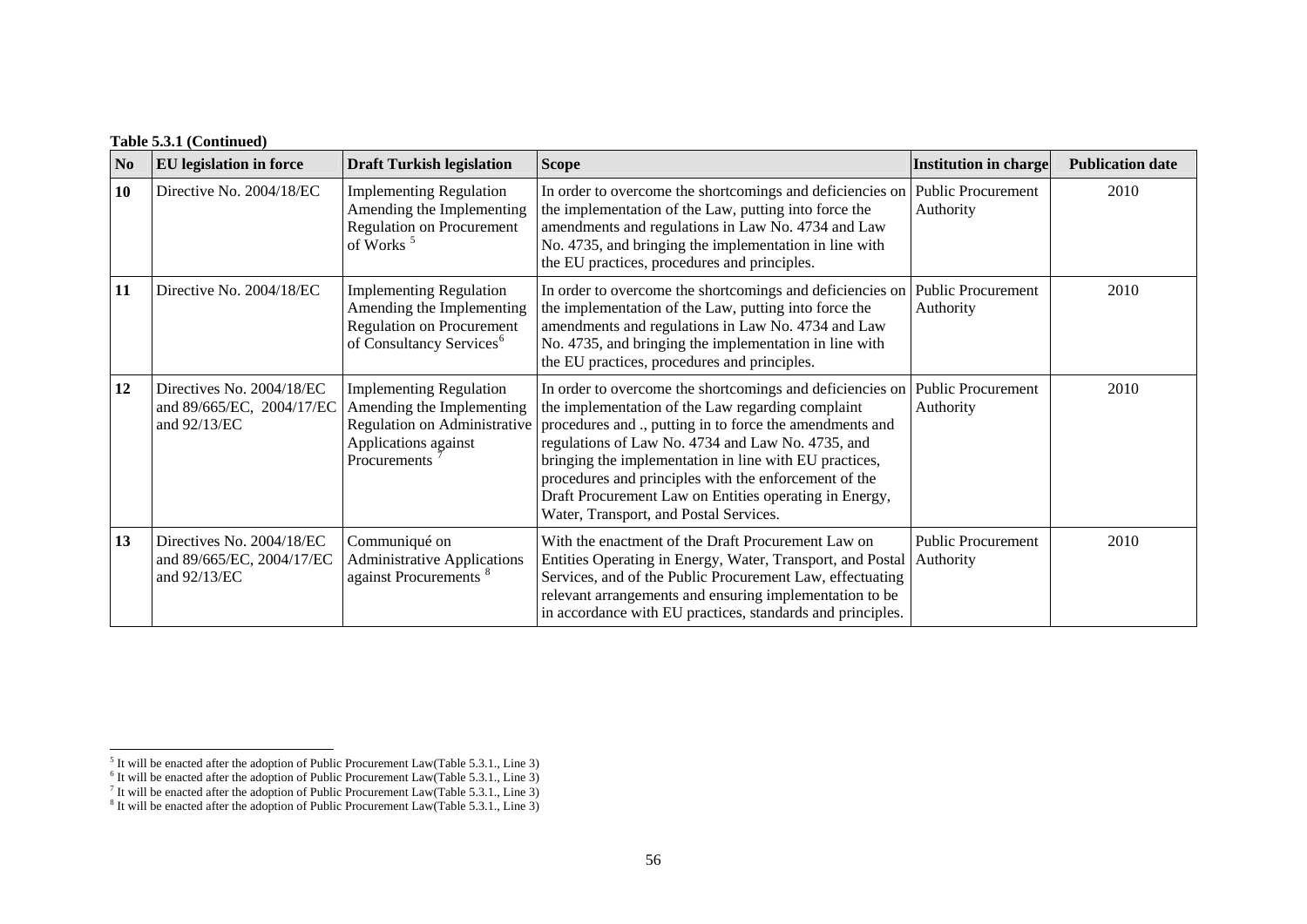**Table 5.3.1 (Continued)**

| No | EU legislation in force | Draft Turkish legislation | Scope | Institution in charge | Publication date |
|---|---|---|---|---|---|
| **10** | Directive No. 2004/18/EC | Implementing Regulation Amending the Implementing Regulation on Procurement of Works [5] | In order to overcome the shortcomings and deficiencies on the implementation of the Law, putting into force the amendments and regulations in Law No. 4734 and Law No. 4735, and bringing the implementation in line with the EU practices, procedures and principles. | Public Procurement Authority | 2010 |
| **11** | Directive No. 2004/18/EC | Implementing Regulation Amending the Implementing Regulation on Procurement of Consultancy Services[6] | In order to overcome the shortcomings and deficiencies on the implementation of the Law, putting into force the amendments and regulations in Law No. 4734 and Law No. 4735, and bringing the implementation in line with the EU practices, procedures and principles. | Public Procurement Authority | 2010 |
| **12** | Directives No. 2004/18/EC and 89/665/EC, 2004/17/EC and 92/13/EC | Implementing Regulation Amending the Implementing Regulation on Administrative Applications against Procurements [7] | In order to overcome the shortcomings and deficiencies on the implementation of the Law regarding complaint procedures and ., putting in to force the amendments and regulations of Law No. 4734 and Law No. 4735, and bringing the implementation in line with EU practices, procedures and principles with the enforcement of the Draft Procurement Law on Entities operating in Energy, Water, Transport, and Postal Services. | Public Procurement Authority | 2010 |
| **13** | Directives No. 2004/18/EC and 89/665/EC, 2004/17/EC and 92/13/EC | Communiqué on Administrative Applications against Procurements [8] | With the enactment of the Draft Procurement Law on Entities Operating in Energy, Water, Transport, and Postal Services, and of the Public Procurement Law, effectuating relevant arrangements and ensuring implementation to be in accordance with EU practices, standards and principles. | Public Procurement Authority | 2010 |

[5] It will be enacted after the adoption of Public Procurement Law(Table 5.3.1., Line 3)
[6] It will be enacted after the adoption of Public Procurement Law(Table 5.3.1., Line 3)
[7] It will be enacted after the adoption of Public Procurement Law(Table 5.3.1., Line 3)
[8] It will be enacted after the adoption of Public Procurement Law(Table 5.3.1., Line 3)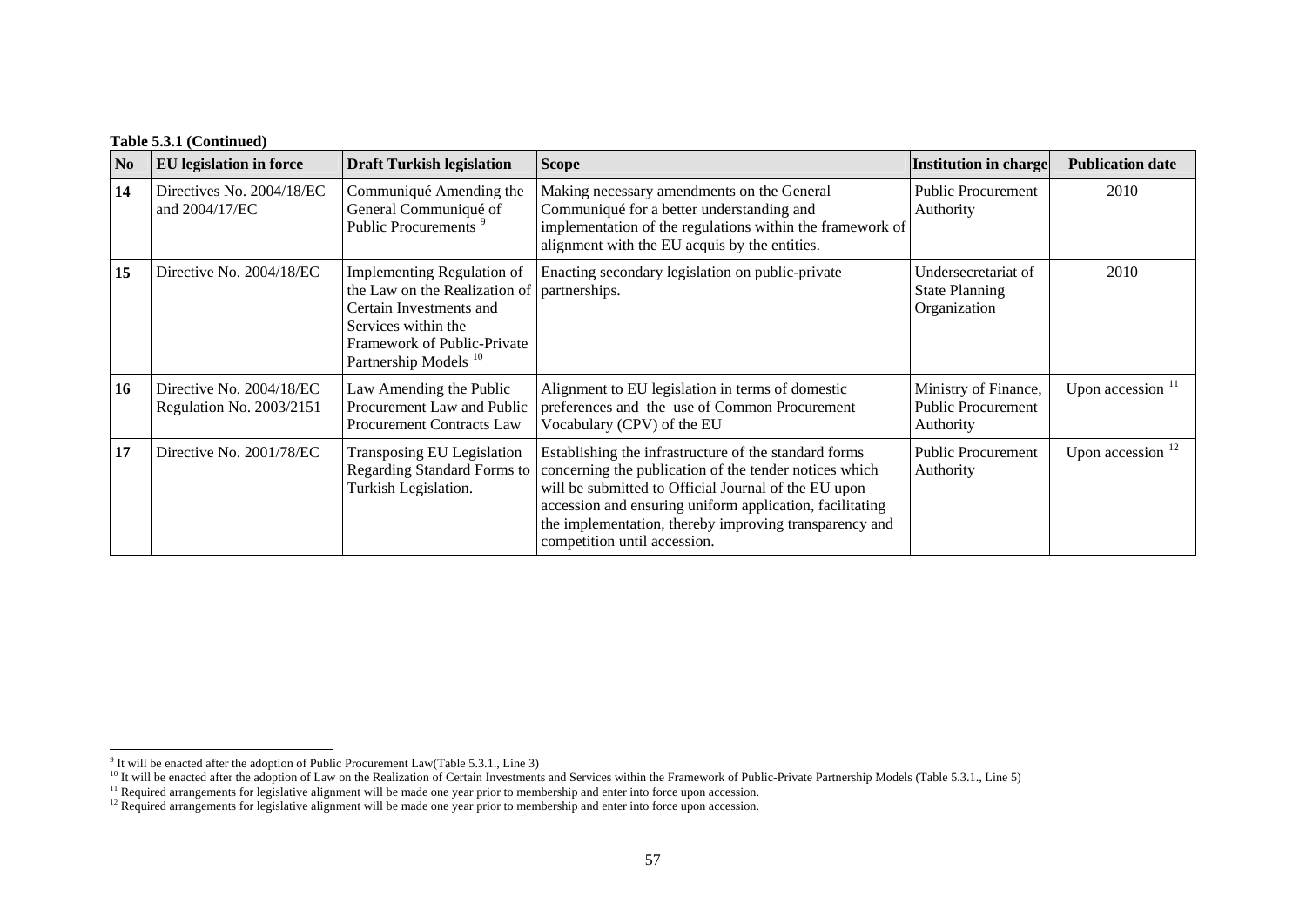**Table 5.3.1 (Continued)**

| No | EU legislation in force | Draft Turkish legislation | Scope | Institution in charge | Publication date |
|---|---|---|---|---|---|
| **14** | Directives No. 2004/18/EC and 2004/17/EC | Communiqué Amending the General Communiqué of Public Procurements [9] | Making necessary amendments on the General Communiqué for a better understanding and implementation of the regulations within the framework of alignment with the EU acquis by the entities. | Public Procurement Authority | 2010 |
| **15** | Directive No. 2004/18/EC | Implementing Regulation of the Law on the Realization of Certain Investments and Services within the Framework of Public-Private Partnership Models [10] | Enacting secondary legislation on public-private partnerships. | Undersecretariat of State Planning Organization | 2010 |
| **16** | Directive No. 2004/18/EC Regulation No. 2003/2151 | Law Amending the Public Procurement Law and Public Procurement Contracts Law | Alignment to EU legislation in terms of domestic preferences and the use of Common Procurement Vocabulary (CPV) of the EU | Ministry of Finance, Public Procurement Authority | Upon accession [11] |
| **17** | Directive No. 2001/78/EC | Transposing EU Legislation Regarding Standard Forms to Turkish Legislation. | Establishing the infrastructure of the standard forms concerning the publication of the tender notices which will be submitted to Official Journal of the EU upon accession and ensuring uniform application, facilitating the implementation, thereby improving transparency and competition until accession. | Public Procurement Authority | Upon accession [12] |

[9] It will be enacted after the adoption of Public Procurement Law(Table 5.3.1., Line 3)

[10] It will be enacted after the adoption of Law on the Realization of Certain Investments and Services within the Framework of Public-Private Partnership Models (Table 5.3.1., Line 5)

[11] Required arrangements for legislative alignment will be made one year prior to membership and enter into force upon accession.

[12] Required arrangements for legislative alignment will be made one year prior to membership and enter into force upon accession.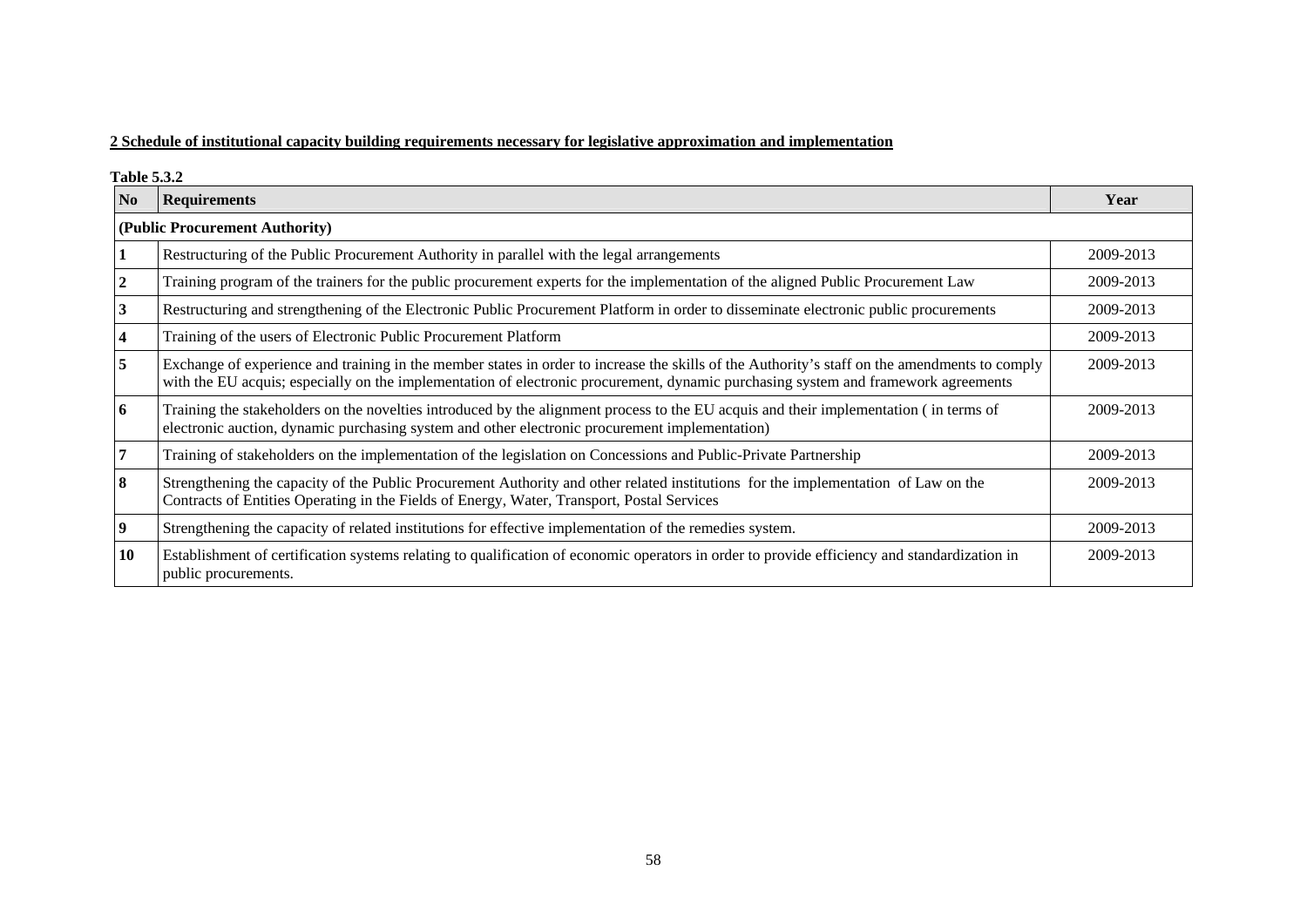**2 Schedule of institutional capacity building requirements necessary for legislative approximation and implementation**

**Table 5.3.2**

| No | Requirements | Year |
|---|---|---|
| **(Public Procurement Authority)** | | |
| **1** | Restructuring of the Public Procurement Authority in parallel with the legal arrangements | 2009-2013 |
| **2** | Training program of the trainers for the public procurement experts for the implementation of the aligned Public Procurement Law | 2009-2013 |
| **3** | Restructuring and strengthening of the Electronic Public Procurement Platform in order to disseminate electronic public procurements | 2009-2013 |
| **4** | Training of the users of Electronic Public Procurement Platform | 2009-2013 |
| **5** | Exchange of experience and training in the member states in order to increase the skills of the Authority's staff on the amendments to comply with the EU acquis; especially on the implementation of electronic procurement, dynamic purchasing system and framework agreements | 2009-2013 |
| **6** | Training the stakeholders on the novelties introduced by the alignment process to the EU acquis and their implementation ( in terms of electronic auction, dynamic purchasing system and other electronic procurement implementation) | 2009-2013 |
| **7** | Training of stakeholders on the implementation of the legislation on Concessions and Public-Private Partnership | 2009-2013 |
| **8** | Strengthening the capacity of the Public Procurement Authority and other related institutions for the implementation of Law on the Contracts of Entities Operating in the Fields of Energy, Water, Transport, Postal Services | 2009-2013 |
| **9** | Strengthening the capacity of related institutions for effective implementation of the remedies system. | 2009-2013 |
| **10** | Establishment of certification systems relating to qualification of economic operators in order to provide efficiency and standardization in public procurements. | 2009-2013 |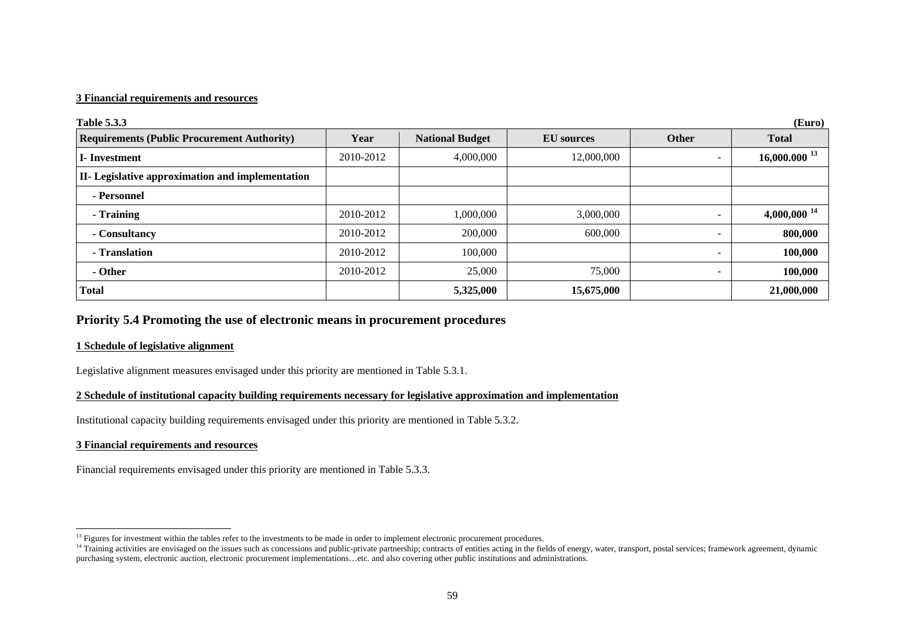**3 Financial requirements and resources**

**Table 5.3.3** **(Euro)**

| Requirements (Public Procurement Authority) | Year | National Budget | EU sources | Other | Total |
|---|---|---|---|---|---|
| **I- Investment** | 2010-2012 | 4,000,000 | 12,000,000 | - | **16,000.000** [13] |
| **II- Legislative approximation and implementation** | | | | | |
| **- Personnel** | | | | | |
| **- Training** | 2010-2012 | 1,000,000 | 3,000,000 | - | **4,000,000** [14] |
| **- Consultancy** | 2010-2012 | 200,000 | 600,000 | - | **800,000** |
| **- Translation** | 2010-2012 | 100,000 | | - | **100,000** |
| **- Other** | 2010-2012 | 25,000 | 75,000 | - | **100,000** |
| **Total** | | **5,325,000** | **15,675,000** | | **21,000,000** |

## Priority 5.4 Promoting the use of electronic means in procurement procedures

**1 Schedule of legislative alignment**

Legislative alignment measures envisaged under this priority are mentioned in Table 5.3.1.

**2 Schedule of institutional capacity building requirements necessary for legislative approximation and implementation**

Institutional capacity building requirements envisaged under this priority are mentioned in Table 5.3.2.

**3 Financial requirements and resources**

Financial requirements envisaged under this priority are mentioned in Table 5.3.3.

---

[13] Figures for investment within the tables refer to the investments to be made in order to implement electronic procurement procedures.

[14] Training activities are envisaged on the issues such as concessions and public-private partnership; contracts of entities acting in the fields of energy, water, transport, postal services; framework agreement, dynamic purchasing system, electronic auction, electronic procurement implementations…etc. and also covering other public institutions and administrations.